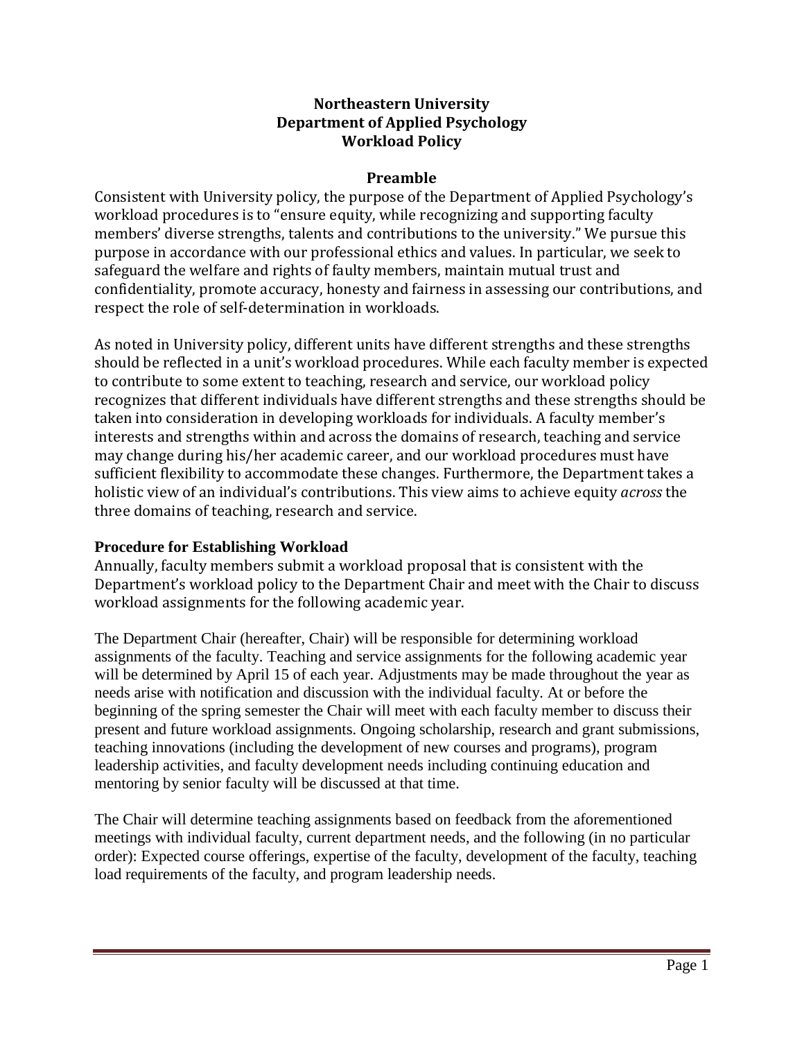# Northeastern University
# Department of Applied Psychology
# Workload Policy

## Preamble

Consistent with University policy, the purpose of the Department of Applied Psychology's workload procedures is to "ensure equity, while recognizing and supporting faculty members' diverse strengths, talents and contributions to the university." We pursue this purpose in accordance with our professional ethics and values. In particular, we seek to safeguard the welfare and rights of faulty members, maintain mutual trust and confidentiality, promote accuracy, honesty and fairness in assessing our contributions, and respect the role of self-determination in workloads.

As noted in University policy, different units have different strengths and these strengths should be reflected in a unit's workload procedures. While each faculty member is expected to contribute to some extent to teaching, research and service, our workload policy recognizes that different individuals have different strengths and these strengths should be taken into consideration in developing workloads for individuals. A faculty member's interests and strengths within and across the domains of research, teaching and service may change during his/her academic career, and our workload procedures must have sufficient flexibility to accommodate these changes. Furthermore, the Department takes a holistic view of an individual's contributions. This view aims to achieve equity *across* the three domains of teaching, research and service.

### Procedure for Establishing Workload

Annually, faculty members submit a workload proposal that is consistent with the Department's workload policy to the Department Chair and meet with the Chair to discuss workload assignments for the following academic year.

The Department Chair (hereafter, Chair) will be responsible for determining workload assignments of the faculty. Teaching and service assignments for the following academic year will be determined by April 15 of each year. Adjustments may be made throughout the year as needs arise with notification and discussion with the individual faculty. At or before the beginning of the spring semester the Chair will meet with each faculty member to discuss their present and future workload assignments. Ongoing scholarship, research and grant submissions, teaching innovations (including the development of new courses and programs), program leadership activities, and faculty development needs including continuing education and mentoring by senior faculty will be discussed at that time.

The Chair will determine teaching assignments based on feedback from the aforementioned meetings with individual faculty, current department needs, and the following (in no particular order): Expected course offerings, expertise of the faculty, development of the faculty, teaching load requirements of the faculty, and program leadership needs.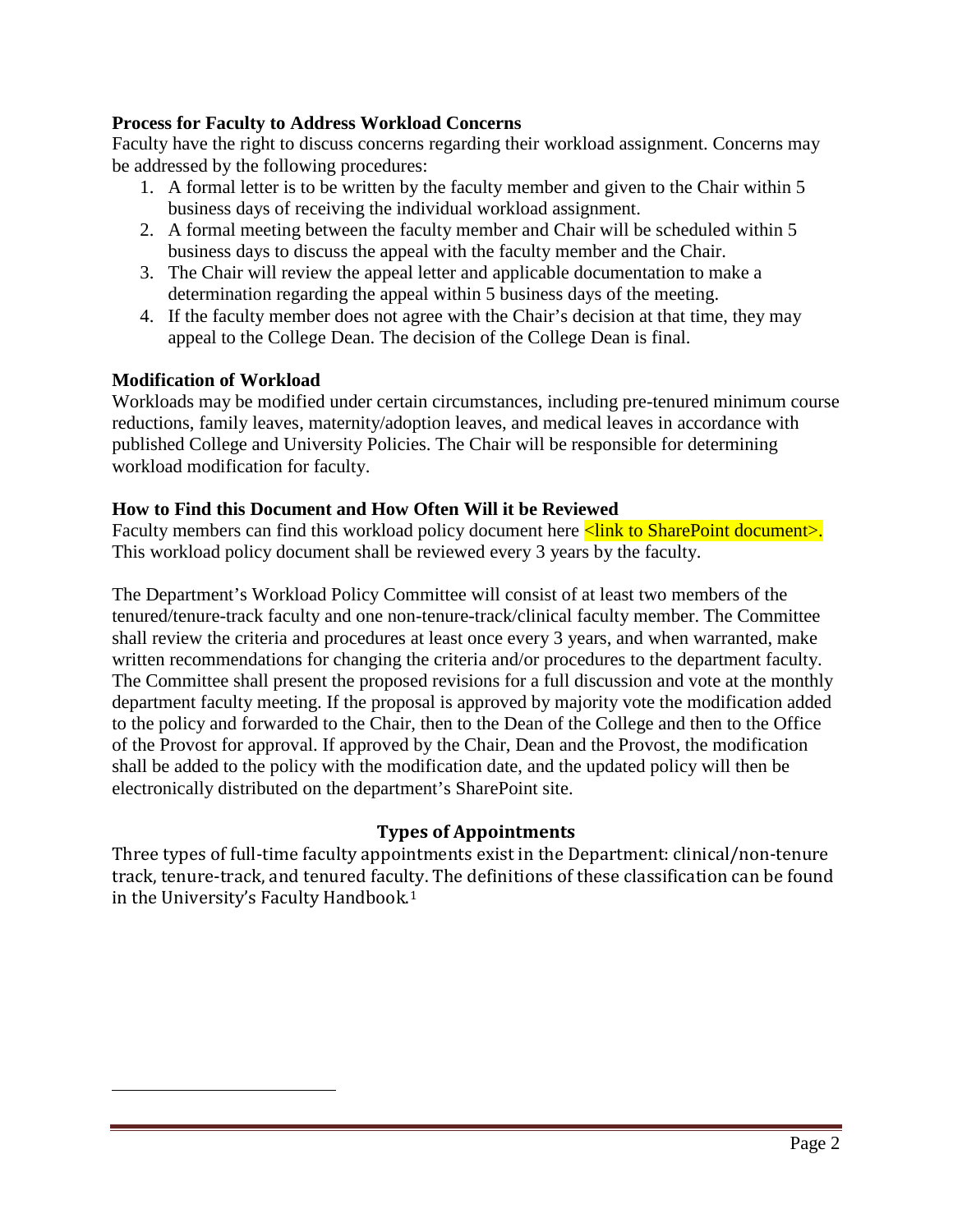**Process for Faculty to Address Workload Concerns**

Faculty have the right to discuss concerns regarding their workload assignment. Concerns may be addressed by the following procedures:

1. A formal letter is to be written by the faculty member and given to the Chair within 5 business days of receiving the individual workload assignment.
2. A formal meeting between the faculty member and Chair will be scheduled within 5 business days to discuss the appeal with the faculty member and the Chair.
3. The Chair will review the appeal letter and applicable documentation to make a determination regarding the appeal within 5 business days of the meeting.
4. If the faculty member does not agree with the Chair's decision at that time, they may appeal to the College Dean. The decision of the College Dean is final.

**Modification of Workload**

Workloads may be modified under certain circumstances, including pre-tenured minimum course reductions, family leaves, maternity/adoption leaves, and medical leaves in accordance with published College and University Policies. The Chair will be responsible for determining workload modification for faculty.

**How to Find this Document and How Often Will it be Reviewed**

Faculty members can find this workload policy document here <link to SharePoint document>. This workload policy document shall be reviewed every 3 years by the faculty.

The Department's Workload Policy Committee will consist of at least two members of the tenured/tenure-track faculty and one non-tenure-track/clinical faculty member. The Committee shall review the criteria and procedures at least once every 3 years, and when warranted, make written recommendations for changing the criteria and/or procedures to the department faculty. The Committee shall present the proposed revisions for a full discussion and vote at the monthly department faculty meeting. If the proposal is approved by majority vote the modification added to the policy and forwarded to the Chair, then to the Dean of the College and then to the Office of the Provost for approval. If approved by the Chair, Dean and the Provost, the modification shall be added to the policy with the modification date, and the updated policy will then be electronically distributed on the department's SharePoint site.

## Types of Appointments

Three types of full-time faculty appointments exist in the Department: clinical/non-tenure track, tenure-track, and tenured faculty. The definitions of these classification can be found in the University's Faculty Handbook.[1]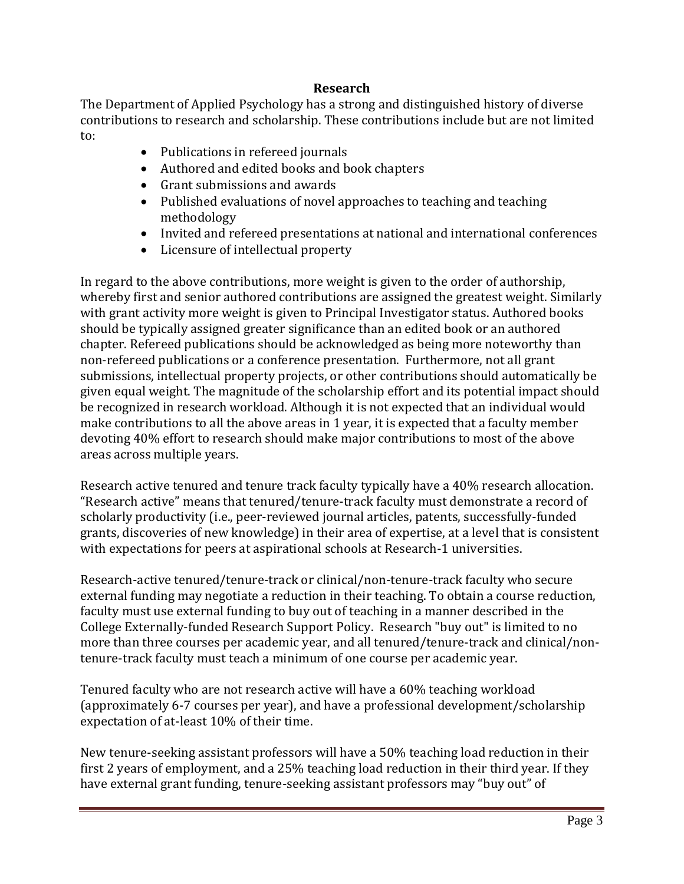## Research

The Department of Applied Psychology has a strong and distinguished history of diverse contributions to research and scholarship. These contributions include but are not limited to:

- Publications in refereed journals
- Authored and edited books and book chapters
- Grant submissions and awards
- Published evaluations of novel approaches to teaching and teaching methodology
- Invited and refereed presentations at national and international conferences
- Licensure of intellectual property

In regard to the above contributions, more weight is given to the order of authorship, whereby first and senior authored contributions are assigned the greatest weight. Similarly with grant activity more weight is given to Principal Investigator status. Authored books should be typically assigned greater significance than an edited book or an authored chapter. Refereed publications should be acknowledged as being more noteworthy than non-refereed publications or a conference presentation. Furthermore, not all grant submissions, intellectual property projects, or other contributions should automatically be given equal weight. The magnitude of the scholarship effort and its potential impact should be recognized in research workload. Although it is not expected that an individual would make contributions to all the above areas in 1 year, it is expected that a faculty member devoting 40% effort to research should make major contributions to most of the above areas across multiple years.

Research active tenured and tenure track faculty typically have a 40% research allocation. "Research active" means that tenured/tenure-track faculty must demonstrate a record of scholarly productivity (i.e., peer-reviewed journal articles, patents, successfully-funded grants, discoveries of new knowledge) in their area of expertise, at a level that is consistent with expectations for peers at aspirational schools at Research-1 universities.

Research-active tenured/tenure-track or clinical/non-tenure-track faculty who secure external funding may negotiate a reduction in their teaching. To obtain a course reduction, faculty must use external funding to buy out of teaching in a manner described in the College Externally-funded Research Support Policy. Research "buy out" is limited to no more than three courses per academic year, and all tenured/tenure-track and clinical/non-tenure-track faculty must teach a minimum of one course per academic year.

Tenured faculty who are not research active will have a 60% teaching workload (approximately 6-7 courses per year), and have a professional development/scholarship expectation of at-least 10% of their time.

New tenure-seeking assistant professors will have a 50% teaching load reduction in their first 2 years of employment, and a 25% teaching load reduction in their third year. If they have external grant funding, tenure-seeking assistant professors may "buy out" of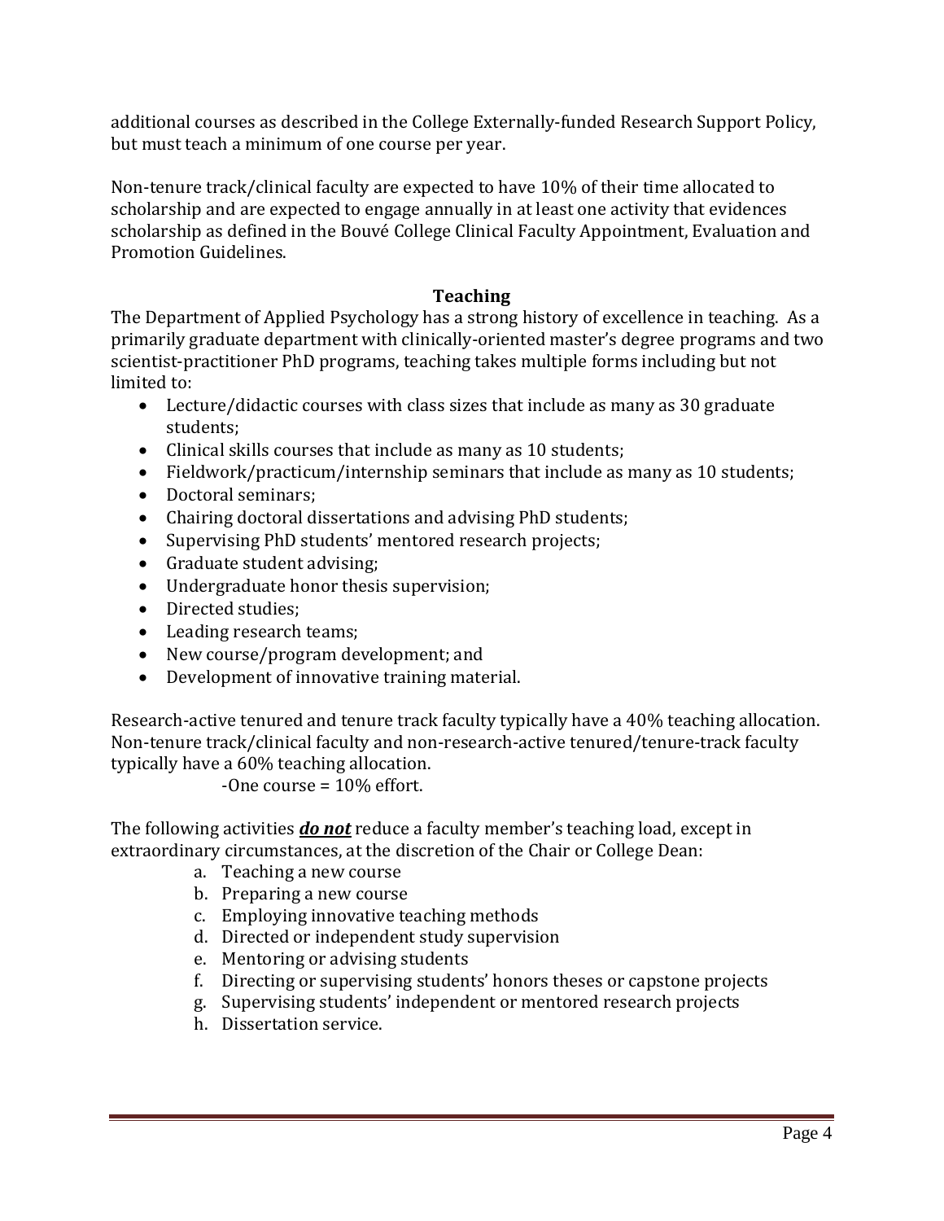additional courses as described in the College Externally-funded Research Support Policy, but must teach a minimum of one course per year.

Non-tenure track/clinical faculty are expected to have 10% of their time allocated to scholarship and are expected to engage annually in at least one activity that evidences scholarship as defined in the Bouvé College Clinical Faculty Appointment, Evaluation and Promotion Guidelines.

## Teaching

The Department of Applied Psychology has a strong history of excellence in teaching. As a primarily graduate department with clinically-oriented master's degree programs and two scientist-practitioner PhD programs, teaching takes multiple forms including but not limited to:

- Lecture/didactic courses with class sizes that include as many as 30 graduate students;
- Clinical skills courses that include as many as 10 students;
- Fieldwork/practicum/internship seminars that include as many as 10 students;
- Doctoral seminars;
- Chairing doctoral dissertations and advising PhD students;
- Supervising PhD students' mentored research projects;
- Graduate student advising;
- Undergraduate honor thesis supervision;
- Directed studies;
- Leading research teams;
- New course/program development; and
- Development of innovative training material.

Research-active tenured and tenure track faculty typically have a 40% teaching allocation. Non-tenure track/clinical faculty and non-research-active tenured/tenure-track faculty typically have a 60% teaching allocation.

-One course = 10% effort.

The following activities ***do not*** reduce a faculty member's teaching load, except in extraordinary circumstances, at the discretion of the Chair or College Dean:

a. Teaching a new course
b. Preparing a new course
c. Employing innovative teaching methods
d. Directed or independent study supervision
e. Mentoring or advising students
f. Directing or supervising students' honors theses or capstone projects
g. Supervising students' independent or mentored research projects
h. Dissertation service.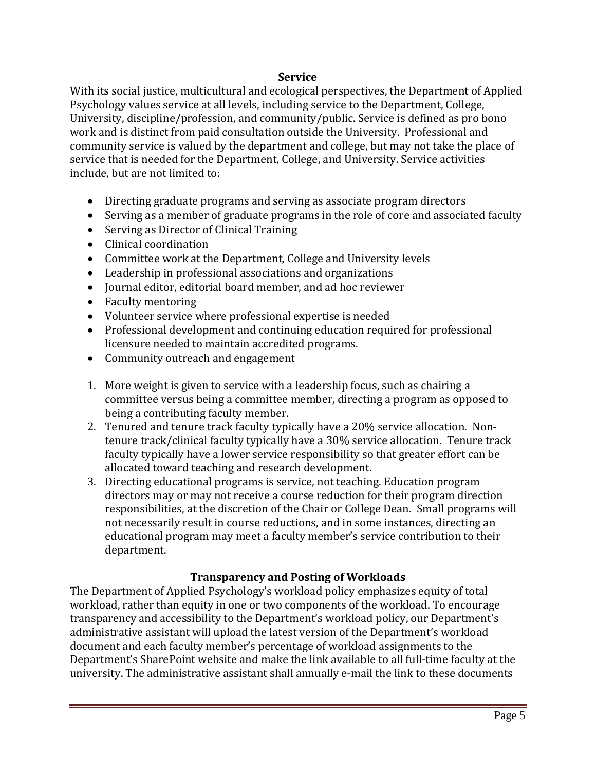## Service

With its social justice, multicultural and ecological perspectives, the Department of Applied Psychology values service at all levels, including service to the Department, College, University, discipline/profession, and community/public. Service is defined as pro bono work and is distinct from paid consultation outside the University. Professional and community service is valued by the department and college, but may not take the place of service that is needed for the Department, College, and University. Service activities include, but are not limited to:

- Directing graduate programs and serving as associate program directors
- Serving as a member of graduate programs in the role of core and associated faculty
- Serving as Director of Clinical Training
- Clinical coordination
- Committee work at the Department, College and University levels
- Leadership in professional associations and organizations
- Journal editor, editorial board member, and ad hoc reviewer
- Faculty mentoring
- Volunteer service where professional expertise is needed
- Professional development and continuing education required for professional licensure needed to maintain accredited programs.
- Community outreach and engagement

1. More weight is given to service with a leadership focus, such as chairing a committee versus being a committee member, directing a program as opposed to being a contributing faculty member.
2. Tenured and tenure track faculty typically have a 20% service allocation. Non-tenure track/clinical faculty typically have a 30% service allocation. Tenure track faculty typically have a lower service responsibility so that greater effort can be allocated toward teaching and research development.
3. Directing educational programs is service, not teaching. Education program directors may or may not receive a course reduction for their program direction responsibilities, at the discretion of the Chair or College Dean. Small programs will not necessarily result in course reductions, and in some instances, directing an educational program may meet a faculty member's service contribution to their department.

## Transparency and Posting of Workloads

The Department of Applied Psychology's workload policy emphasizes equity of total workload, rather than equity in one or two components of the workload. To encourage transparency and accessibility to the Department's workload policy, our Department's administrative assistant will upload the latest version of the Department's workload document and each faculty member's percentage of workload assignments to the Department's SharePoint website and make the link available to all full-time faculty at the university. The administrative assistant shall annually e-mail the link to these documents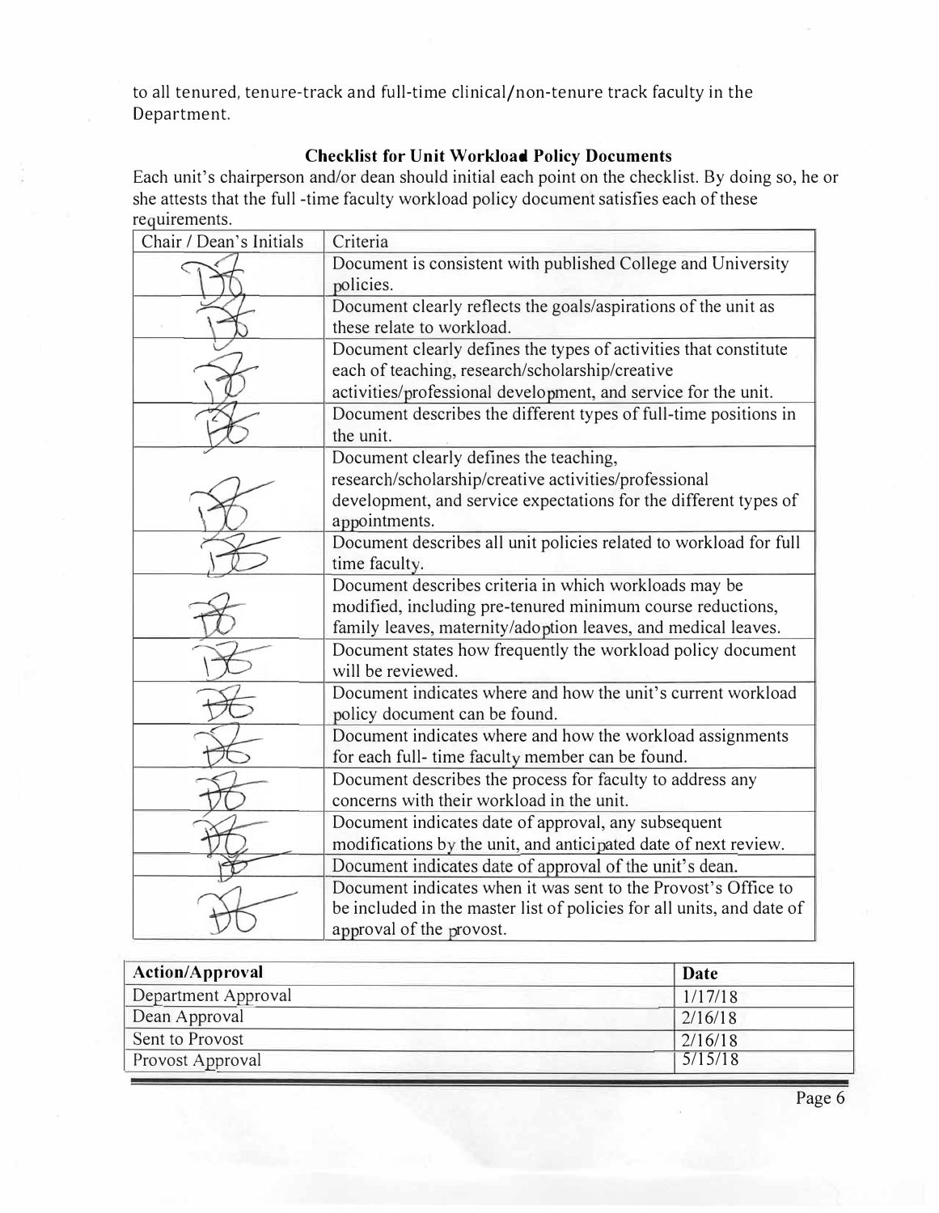to all tenured, tenure-track and full-time clinical/non-tenure track faculty in the Department.

### Checklist for Unit Workload Policy Documents

Each unit's chairperson and/or dean should initial each point on the checklist. By doing so, he or she attests that the full -time faculty workload policy document satisfies each of these requirements.

| Chair / Dean's Initials | Criteria |
|---|---|
| DB | Document is consistent with published College and University policies. |
| DB | Document clearly reflects the goals/aspirations of the unit as these relate to workload. |
| DB | Document clearly defines the types of activities that constitute each of teaching, research/scholarship/creative activities/professional development, and service for the unit. |
| DB | Document describes the different types of full-time positions in the unit. |
| DB | Document clearly defines the teaching, research/scholarship/creative activities/professional development, and service expectations for the different types of appointments. |
| DB | Document describes all unit policies related to workload for full time faculty. |
| DB | Document describes criteria in which workloads may be modified, including pre-tenured minimum course reductions, family leaves, maternity/adoption leaves, and medical leaves. |
| DB | Document states how frequently the workload policy document will be reviewed. |
| DB | Document indicates where and how the unit's current workload policy document can be found. |
| DB | Document indicates where and how the workload assignments for each full- time faculty member can be found. |
| DB | Document describes the process for faculty to address any concerns with their workload in the unit. |
| DB | Document indicates date of approval, any subsequent modifications by the unit, and anticipated date of next review. |
| DB | Document indicates date of approval of the unit's dean. |
| DB | Document indicates when it was sent to the Provost's Office to be included in the master list of policies for all units, and date of approval of the provost. |

| Action/Approval | Date |
|---|---|
| Department Approval | 1/17/18 |
| Dean Approval | 2/16/18 |
| Sent to Provost | 2/16/18 |
| Provost Approval | 5/15/18 |